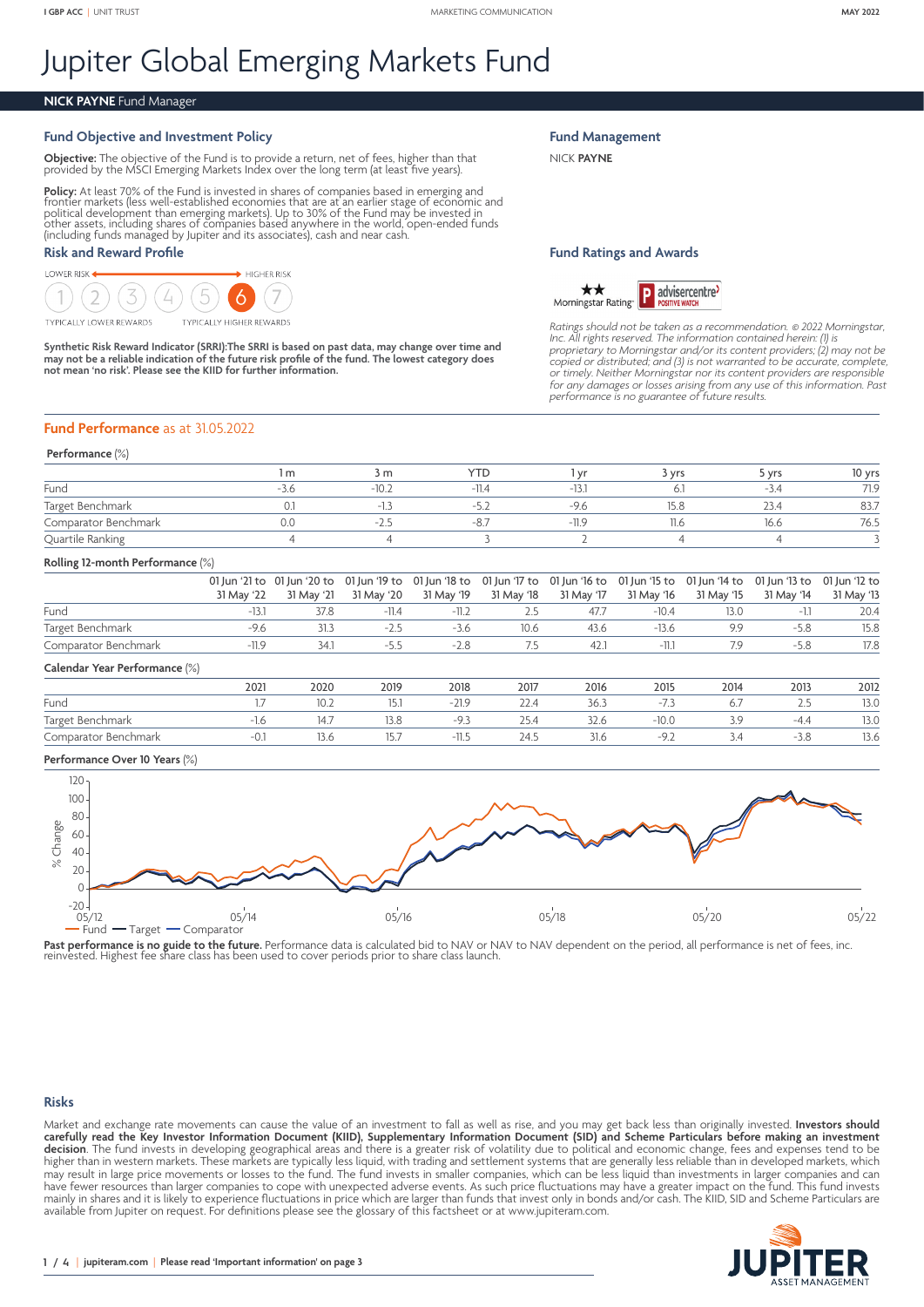I GBP ACC | UNIT TRUST

MARKETING COMMUNICATION

MAY 2022

# Jupiter Global Emerging Markets Fund

**NICK PAYNE** Fund Manager

## Fund Objective and Investment Policy

**Objective:** The objective of the Fund is to provide a return, net of fees, higher than that provided by the MSCI Emerging Markets Index over the long term (at least five years).

**Policy:** At least 70% of the Fund is invested in shares of companies based in emerging and frontier markets (less well-established economies that are at an earlier stage of economic and political development than emerging markets). Up to 30% of the Fund may be invested in other assets, including shares of companies based anywhere in the world, open-ended funds (including funds managed by Jupiter and its associates), cash and near cash.

## Risk and Reward Profile

LOWER RISK ← → HIGHER RISK

1 2 3 4 5 **6** 7

TYPICALLY LOWER REWARDS — TYPICALLY HIGHER REWARDS

**Synthetic Risk Reward Indicator (SRRI):The SRRI is based on past data, may change over time and may not be a reliable indication of the future risk profile of the fund. The lowest category does not mean 'no risk'. Please see the KIID for further information.**

## Fund Management

NICK **PAYNE**

## Fund Ratings and Awards

★★ Morningstar Rating™ | advisercentre POSITIVE WATCH

*Ratings should not be taken as a recommendation. © 2022 Morningstar, Inc. All rights reserved. The information contained herein: (1) is proprietary to Morningstar and/or its content providers; (2) may not be copied or distributed; and (3) is not warranted to be accurate, complete, or timely. Neither Morningstar nor its content providers are responsible for any damages or losses arising from any use of this information. Past performance is no guarantee of future results.*

## Fund Performance as at 31.05.2022

**Performance** (%)

| | 1 m | 3 m | YTD | 1 yr | 3 yrs | 5 yrs | 10 yrs |
|---|---|---|---|---|---|---|---|
| Fund | -3.6 | -10.2 | -11.4 | -13.1 | 6.1 | -3.4 | 71.9 |
| Target Benchmark | 0.1 | -1.3 | -5.2 | -9.6 | 15.8 | 23.4 | 83.7 |
| Comparator Benchmark | 0.0 | -2.5 | -8.7 | -11.9 | 11.6 | 16.6 | 76.5 |
| Quartile Ranking | 4 | 4 | 3 | 2 | 4 | 4 | 3 |

**Rolling 12-month Performance** (%)

| | 01 Jun '21 to 31 May '22 | 01 Jun '20 to 31 May '21 | 01 Jun '19 to 31 May '20 | 01 Jun '18 to 31 May '19 | 01 Jun '17 to 31 May '18 | 01 Jun '16 to 31 May '17 | 01 Jun '15 to 31 May '16 | 01 Jun '14 to 31 May '15 | 01 Jun '13 to 31 May '14 | 01 Jun '12 to 31 May '13 |
|---|---|---|---|---|---|---|---|---|---|---|
| Fund | -13.1 | 37.8 | -11.4 | -11.2 | 2.5 | 47.7 | -10.4 | 13.0 | -1.1 | 20.4 |
| Target Benchmark | -9.6 | 31.3 | -2.5 | -3.6 | 10.6 | 43.6 | -13.6 | 9.9 | -5.8 | 15.8 |
| Comparator Benchmark | -11.9 | 34.1 | -5.5 | -2.8 | 7.5 | 42.1 | -11.1 | 7.9 | -5.8 | 17.8 |

**Calendar Year Performance** (%)

| | 2021 | 2020 | 2019 | 2018 | 2017 | 2016 | 2015 | 2014 | 2013 | 2012 |
|---|---|---|---|---|---|---|---|---|---|---|
| Fund | 1.7 | 10.2 | 15.1 | -21.9 | 22.4 | 36.3 | -7.3 | 6.7 | 2.5 | 13.0 |
| Target Benchmark | -1.6 | 14.7 | 13.8 | -9.3 | 25.4 | 32.6 | -10.0 | 3.9 | -4.4 | 13.0 |
| Comparator Benchmark | -0.1 | 13.6 | 15.7 | -11.5 | 24.5 | 31.6 | -9.2 | 3.4 | -3.8 | 13.6 |

**Performance Over 10 Years** (%)

Legend: Fund, Target, Comparator. Y-axis: % Change (-20 to 120). X-axis: 05/12, 05/14, 05/16, 05/18, 05/20, 05/22.

**Past performance is no guide to the future.** Performance data is calculated bid to NAV or NAV to NAV dependent on the period, all performance is net of fees, inc. reinvested. Highest fee share class has been used to cover periods prior to share class launch.

## Risks

Market and exchange rate movements can cause the value of an investment to fall as well as rise, and you may get back less than originally invested. **Investors should carefully read the Key Investor Information Document (KIID), Supplementary Information Document (SID) and Scheme Particulars before making an investment decision**. The fund invests in developing geographical areas and there is a greater risk of volatility due to political and economic change, fees and expenses tend to be higher than in western markets. These markets are typically less liquid, with trading and settlement systems that are generally less reliable than in developed markets, which may result in large price movements or losses to the fund. The fund invests in smaller companies, which can be less liquid than investments in larger companies and can have fewer resources than larger companies to cope with unexpected adverse events. As such price fluctuations may have a greater impact on the fund. This fund invests mainly in shares and it is likely to experience fluctuations in price which are larger than funds that invest only in bonds and/or cash. The KIID, SID and Scheme Particulars are available from Jupiter on request. For definitions please see the glossary of this factsheet or at www.jupiteram.com.

jupiteram.com | Please read 'Important information' on page 3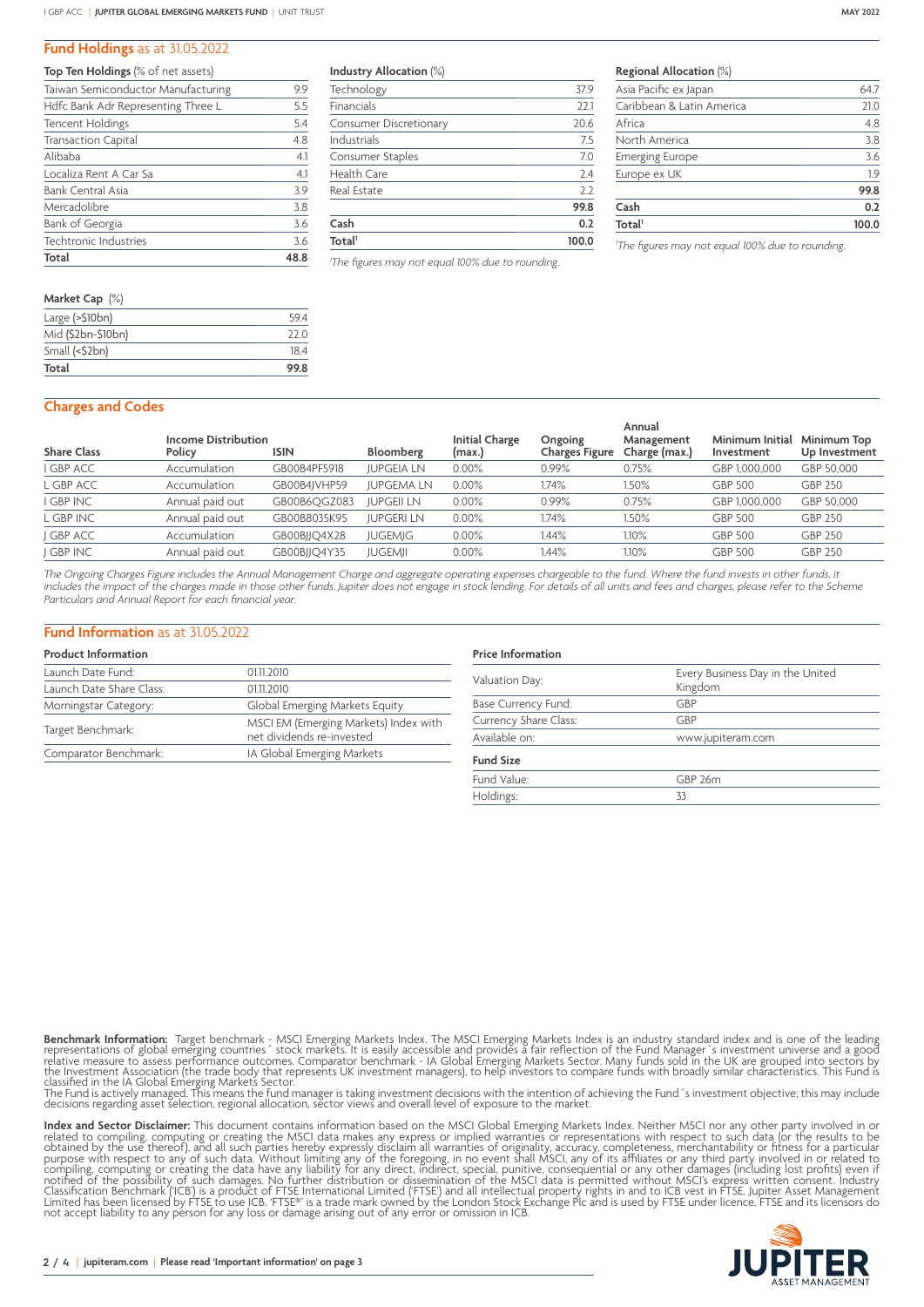## Fund Holdings as at 31.05.2022

| Top Ten Holdings (% of net assets) | |
|---|---|
| Taiwan Semiconductor Manufacturing | 9.9 |
| Hdfc Bank Adr Representing Three L | 5.5 |
| Tencent Holdings | 5.4 |
| Transaction Capital | 4.8 |
| Alibaba | 4.1 |
| Localiza Rent A Car Sa | 4.1 |
| Bank Central Asia | 3.9 |
| Mercadolibre | 3.8 |
| Bank of Georgia | 3.6 |
| Techtronic Industries | 3.6 |
| **Total** | **48.8** |

| Industry Allocation (%) | |
|---|---|
| Technology | 37.9 |
| Financials | 22.1 |
| Consumer Discretionary | 20.6 |
| Industrials | 7.5 |
| Consumer Staples | 7.0 |
| Health Care | 2.4 |
| Real Estate | 2.2 |
| | **99.8** |
| **Cash** | **0.2** |
| **Total**[1] | **100.0** |

[1]The figures may not equal 100% due to rounding.

| Regional Allocation (%) | |
|---|---|
| Asia Pacific ex Japan | 64.7 |
| Caribbean & Latin America | 21.0 |
| Africa | 4.8 |
| North America | 3.8 |
| Emerging Europe | 3.6 |
| Europe ex UK | 1.9 |
| | **99.8** |
| **Cash** | **0.2** |
| **Total**[1] | **100.0** |

[1]The figures may not equal 100% due to rounding.

| Market Cap (%) | |
|---|---|
| Large (>$10bn) | 59.4 |
| Mid ($2bn-$10bn) | 22.0 |
| Small (<$2bn) | 18.4 |
| **Total** | **99.8** |

## Charges and Codes

| Share Class | Income Distribution Policy | ISIN | Bloomberg | Initial Charge (max.) | Ongoing Charges Figure | Annual Management Charge (max.) | Minimum Initial Investment | Minimum Top Up Investment |
|---|---|---|---|---|---|---|---|---|
| I GBP ACC | Accumulation | GB00B4PF5918 | JUPGEIA LN | 0.00% | 0.99% | 0.75% | GBP 1,000,000 | GBP 50,000 |
| L GBP ACC | Accumulation | GB00B4JVHP59 | JUPGEMA LN | 0.00% | 1.74% | 1.50% | GBP 500 | GBP 250 |
| I GBP INC | Annual paid out | GB00B6QGZ083 | JUPGEII LN | 0.00% | 0.99% | 0.75% | GBP 1,000,000 | GBP 50,000 |
| L GBP INC | Annual paid out | GB00B8035K95 | JUPGERI LN | 0.00% | 1.74% | 1.50% | GBP 500 | GBP 250 |
| J GBP ACC | Accumulation | GB00BJJQ4X28 | JUGEMJG | 0.00% | 1.44% | 1.10% | GBP 500 | GBP 250 |
| J GBP INC | Annual paid out | GB00BJJQ4Y35 | JUGEMJI | 0.00% | 1.44% | 1.10% | GBP 500 | GBP 250 |

*The Ongoing Charges Figure includes the Annual Management Charge and aggregate operating expenses chargeable to the fund. Where the fund invests in other funds, it includes the impact of the charges made in those other funds. Jupiter does not engage in stock lending. For details of all units and fees and charges, please refer to the Scheme Particulars and Annual Report for each financial year.*

## Fund Information as at 31.05.2022

### Product Information

| | |
|---|---|
| Launch Date Fund: | 01.11.2010 |
| Launch Date Share Class: | 01.11.2010 |
| Morningstar Category: | Global Emerging Markets Equity |
| Target Benchmark: | MSCI EM (Emerging Markets) Index with net dividends re-invested |
| Comparator Benchmark: | IA Global Emerging Markets |

### Price Information

| | |
|---|---|
| Valuation Day: | Every Business Day in the United Kingdom |
| Base Currency Fund: | GBP |
| Currency Share Class: | GBP |
| Available on: | www.jupiteram.com |

### Fund Size

| | |
|---|---|
| Fund Value: | GBP 26m |
| Holdings: | 33 |

**Benchmark Information:** Target benchmark - MSCI Emerging Markets Index. The MSCI Emerging Markets Index is an industry standard index and is one of the leading representations of global emerging countries´ stock markets. It is easily accessible and provides a fair reflection of the Fund Manager´s investment universe and a good relative measure to assess performance outcomes. Comparator benchmark - IA Global Emerging Markets Sector. Many funds sold in the UK are grouped into sectors by the Investment Association (the trade body that represents UK investment managers), to help investors to compare funds with broadly similar characteristics. This Fund is classified in the IA Global Emerging Markets Sector.
The Fund is actively managed. This means the fund manager is taking investment decisions with the intention of achieving the Fund´s investment objective; this may include decisions regarding asset selection, regional allocation, sector views and overall level of exposure to the market.

**Index and Sector Disclaimer:** This document contains information based on the MSCI Global Emerging Markets Index. Neither MSCI nor any other party involved in or related to compiling, computing or creating the MSCI data makes any express or implied warranties or representations with respect to such data (or the results to be obtained by the use thereof), and all such parties hereby expressly disclaim all warranties of originality, accuracy, completeness, merchantability or fitness for a particular purpose with respect to any of such data. Without limiting any of the foregoing, in no event shall MSCI, any of its affiliates or any third party involved in or related to compiling, computing or creating the data have any liability for any direct, indirect, special, punitive, consequential or any other damages (including lost profits) even if notified of the possibility of such damages. No further distribution or dissemination of the MSCI data is permitted without MSCI's express written consent. Industry Classification Benchmark ('ICB') is a product of FTSE International Limited ('FTSE') and all intellectual property rights in and to ICB vest in FTSE. Jupiter Asset Management Limited has been licensed by FTSE to use ICB. 'FTSE®' is a trade mark owned by the London Stock Exchange Plc and is used by FTSE under licence. FTSE and its licensors do not accept liability to any person for any loss or damage arising out of any error or omission in ICB.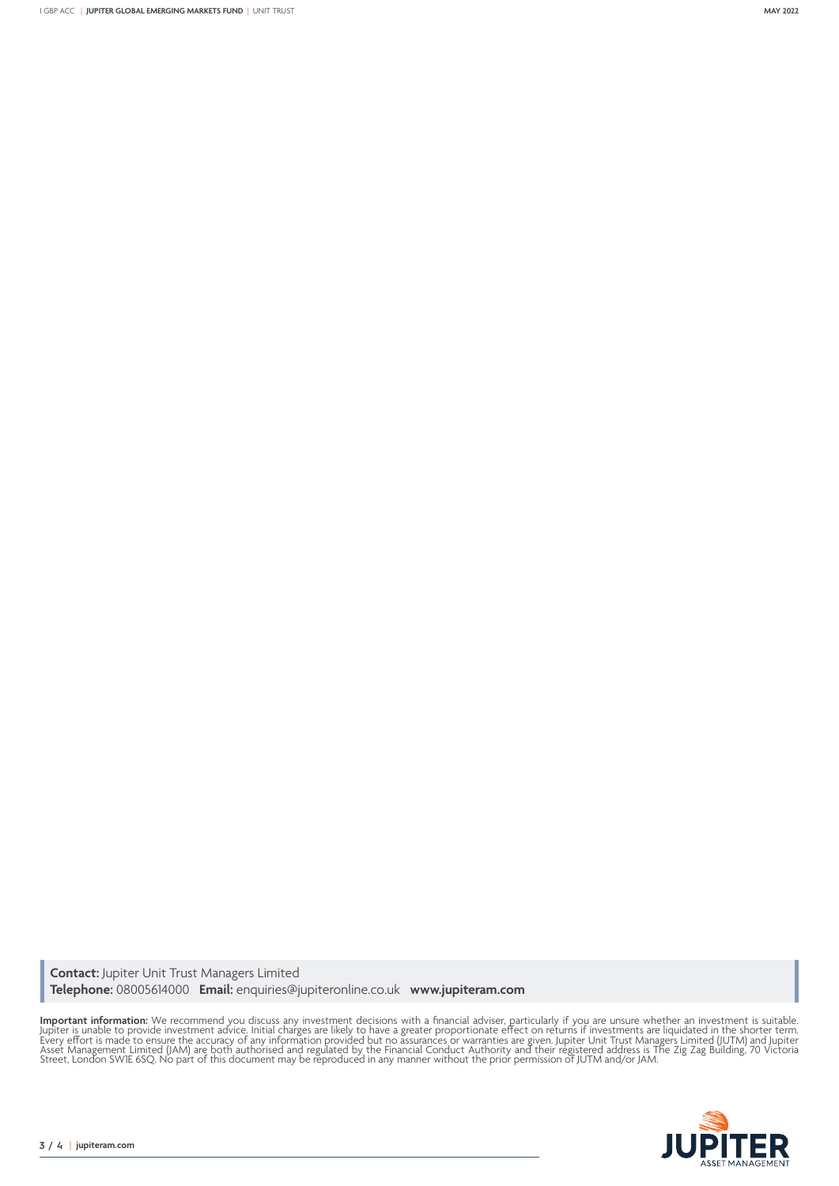**Contact:** Jupiter Unit Trust Managers Limited
**Telephone:** 08005614000 **Email:** enquiries@jupiteronline.co.uk **www.jupiteram.com**

**Important information:** We recommend you discuss any investment decisions with a financial adviser, particularly if you are unsure whether an investment is suitable. Jupiter is unable to provide investment advice. Initial charges are likely to have a greater proportionate effect on returns if investments are liquidated in the shorter term. Every effort is made to ensure the accuracy of any information provided but no assurances or warranties are given. Jupiter Unit Trust Managers Limited (JUTM) and Jupiter Asset Management Limited (JAM) are both authorised and regulated by the Financial Conduct Authority and their registered address is The Zig Zag Building, 70 Victoria Street, London SW1E 6SQ. No part of this document may be reproduced in any manner without the prior permission of JUTM and/or JAM.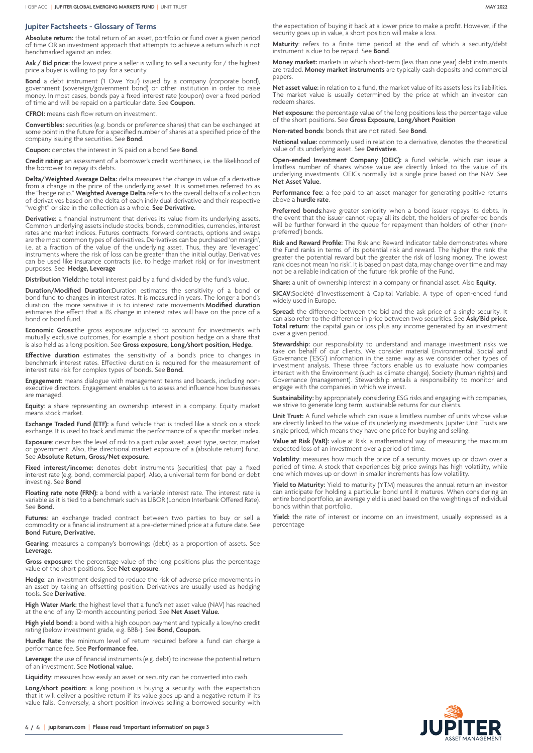## Jupiter Factsheets - Glossary of Terms

**Absolute return:** the total return of an asset, portfolio or fund over a given period of time OR an investment approach that attempts to achieve a return which is not benchmarked against an index.

**Ask / Bid price:** the lowest price a seller is willing to sell a security for / the highest price a buyer is willing to pay for a security.

**Bond** a debt instrument ('I Owe You') issued by a company (corporate bond), government (sovereign/government bond) or other institution in order to raise money. In most cases, bonds pay a fixed interest rate (coupon) over a fixed period of time and will be repaid on a particular date. See **Coupon.**

**CFROI:** means cash flow return on investment.

**Convertibles:** securities (e.g. bonds or preference shares) that can be exchanged at some point in the future for a specified number of shares at a specified price of the company issuing the securities. See **Bond**.

**Coupon:** denotes the interest in % paid on a bond See **Bond**.

**Credit rating:** an assessment of a borrower's credit worthiness, i.e. the likelihood of the borrower to repay its debts.

**Delta/Weighted Average Delta:** delta measures the change in value of a derivative from a change in the price of the underlying asset. It is sometimes referred to as the "hedge ratio." **Weighted Average Delta** refers to the overall delta of a collection of derivatives based on the delta of each individual derivative and their respective "weight" or size in the collection as a whole. **See Derivative.**

**Derivative:** a financial instrument that derives its value from its underlying assets. Common underlying assets include stocks, bonds, commodities, currencies, interest rates and market indices. Futures contracts, forward contracts, options and swaps are the most common types of derivatives. Derivatives can be purchased 'on margin', i.e. at a fraction of the value of the underlying asset. Thus, they are 'leveraged' instruments where the risk of loss can be greater than the initial outlay. Derivatives can be used like insurance contracts (i.e. to hedge market risk) or for investment purposes. See **Hedge, Leverage**

**Distribution Yield:**the total interest paid by a fund divided by the fund's value.

**Duration/Modified Duration:**Duration estimates the sensitivity of a bond or bond fund to changes in interest rates. It is measured in years. The longer a bond's duration, the more sensitive it is to interest rate movements.**Modified duration** estimates the effect that a 1% change in interest rates will have on the price of a bond or bond fund.

**Economic Gross:**the gross exposure adjusted to account for investments with mutually exclusive outcomes, for example a short position hedge on a share that is also held as a long position. See **Gross exposure, Long/short position, Hedge.**

**Effective duration** estimates the sensitivity of a bond's price to changes in benchmark interest rates. Effective duration is required for the measurement of interest rate risk for complex types of bonds. See **Bond.**

**Engagement:** means dialogue with management teams and boards, including non-executive directors. Engagement enables us to assess and influence how businesses are managed.

**Equity**: a share representing an ownership interest in a company. Equity market means stock market.

**Exchange Traded Fund (ETF):** a fund vehicle that is traded like a stock on a stock exchange. It is used to track and mimic the performance of a specific market index.

**Exposure**: describes the level of risk to a particular asset, asset type, sector, market or government. Also, the directional market exposure of a (absolute return) fund. See **Absolute Return, Gross/Net exposure.**

**Fixed interest/income:** denotes debt instruments (securities) that pay a fixed interest rate (e.g. bond, commercial paper). Also, a universal term for bond or debt investing. See **Bond**

**Floating rate note (FRN):** a bond with a variable interest rate. The interest rate is variable as it is tied to a benchmark such as LIBOR (London Interbank Offered Rate). See **Bond.**

**Futures**: an exchange traded contract between two parties to buy or sell a commodity or a financial instrument at a pre-determined price at a future date. See **Bond Future, Derivative.**

**Gearing**: measures a company's borrowings (debt) as a proportion of assets. See **Leverage**.

**Gross exposure:** the percentage value of the long positions plus the percentage value of the short positions. See **Net exposure**.

**Hedge**: an investment designed to reduce the risk of adverse price movements in an asset by taking an offsetting position. Derivatives are usually used as hedging tools. See **Derivative**.

**High Water Mark:** the highest level that a fund's net asset value (NAV) has reached at the end of any 12-month accounting period. See **Net Asset Value.**

**High yield bond**: a bond with a high coupon payment and typically a low/no credit rating (below investment grade, e.g. BBB-). See **Bond, Coupon.**

**Hurdle Rate:** the minimum level of return required before a fund can charge a performance fee. See **Performance fee.**

**Leverage**: the use of financial instruments (e.g. debt) to increase the potential return of an investment. See **Notional value.**

**Liquidity**: measures how easily an asset or security can be converted into cash.

**Long/short position:** a long position is buying a security with the expectation that it will deliver a positive return if its value goes up and a negative return if its value falls. Conversely, a short position involves selling a borrowed security with the expectation of buying it back at a lower price to make a profit. However, if the security goes up in value, a short position will make a loss.

**Maturity**: refers to a finite time period at the end of which a security/debt instrument is due to be repaid. See **Bond**.

**Money market:** markets in which short-term (less than one year) debt instruments are traded. **Money market instruments** are typically cash deposits and commercial papers.

**Net asset value:** in relation to a fund, the market value of its assets less its liabilities. The market value is usually determined by the price at which an investor can redeem shares.

**Net exposure:** the percentage value of the long positions less the percentage value of the short positions. See **Gross Exposure, Long/short Position**

**Non-rated bonds**: bonds that are not rated. See **Bond**.

**Notional value:** commonly used in relation to a derivative, denotes the theoretical value of its underlying asset. See **Derivative**.

**Open-ended Investment Company (OEIC):** a fund vehicle, which can issue a limitless number of shares whose value are directly linked to the value of its underlying investments. OEICs normally list a single price based on the NAV. See **Net Asset Value.**

**Performance fee:** a fee paid to an asset manager for generating positive returns above a **hurdle rate**.

**Preferred bonds:**have greater seniority when a bond issuer repays its debts. In the event that the issuer cannot repay all its debt, the holders of preferred bonds will be further forward in the queue for repayment than holders of other ('non-preferred') bonds.

**Risk and Reward Profile:** The Risk and Reward Indicator table demonstrates where the Fund ranks in terms of its potential risk and reward. The higher the rank the greater the potential reward but the greater the risk of losing money. The lowest rank does not mean 'no risk'. It is based on past data, may change over time and may not be a reliable indication of the future risk profile of the Fund.

**Share:** a unit of ownership interest in a company or financial asset. Also **Equity**.

**SICAV:**Société d'Investissement à Capital Variable. A type of open-ended fund widely used in Europe.

**Spread:** the difference between the bid and the ask price of a single security. It can also refer to the difference in price between two securities. See **Ask/Bid price.**
**Total return**: the capital gain or loss plus any income generated by an investment over a given period.

**Stewardship:** our responsibility to understand and manage investment risks we take on behalf of our clients. We consider material Environmental, Social and Governance ('ESG') information in the same way as we consider other types of investment analysis. These three factors enable us to evaluate how companies interact with the Environment (such as climate change), Society (human rights) and Governance (management). Stewardship entails a responsibility to monitor and engage with the companies in which we invest.

**Sustainability:** by appropriately considering ESG risks and engaging with companies, we strive to generate long term, sustainable returns for our clients.

**Unit Trust:** A fund vehicle which can issue a limitless number of units whose value are directly linked to the value of its underlying investments. Jupiter Unit Trusts are single priced, which means they have one price for buying and selling.

**Value at Risk (VaR):** value at Risk, a mathematical way of measuring the maximum expected loss of an investment over a period of time.

**Volatility**: measures how much the price of a security moves up or down over a period of time. A stock that experiences big price swings has high volatility, while one which moves up or down in smaller increments has low volatility.

**Yield to Maturity:** Yield to maturity (YTM) measures the annual return an investor can anticipate for holding a particular bond until it matures. When considering an entire bond portfolio, an average yield is used based on the weightings of individual bonds within that portfolio.

**Yield:** the rate of interest or income on an investment, usually expressed as a percentage